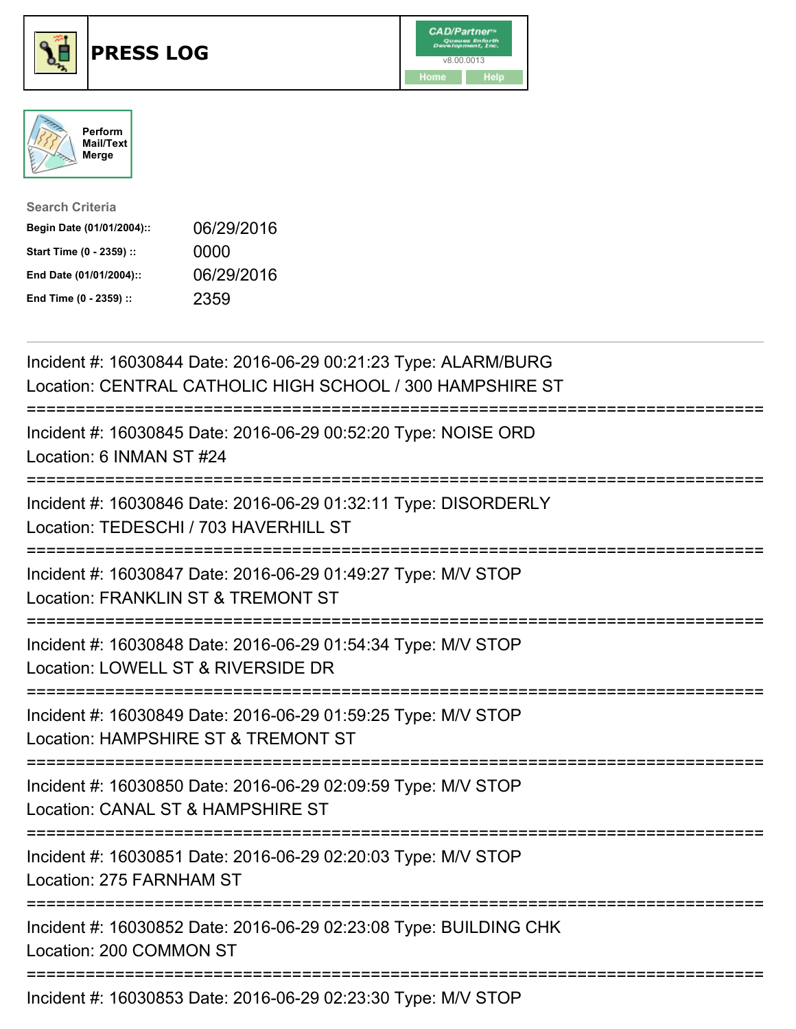# PRESS LOG

Perform Mail/Text Merge

**Search Criteria**

| | |
|---|---|
| **Begin Date (01/01/2004)::** | 06/29/2016 |
| **Start Time (0 - 2359) ::** | 0000 |
| **End Date (01/01/2004)::** | 06/29/2016 |
| **End Time (0 - 2359) ::** | 2359 |

---

Incident #: 16030844 Date: 2016-06-29 00:21:23 Type: ALARM/BURG
Location: CENTRAL CATHOLIC HIGH SCHOOL / 300 HAMPSHIRE ST

===========================================================================

Incident #: 16030845 Date: 2016-06-29 00:52:20 Type: NOISE ORD
Location: 6 INMAN ST #24

===========================================================================

Incident #: 16030846 Date: 2016-06-29 01:32:11 Type: DISORDERLY
Location: TEDESCHI / 703 HAVERHILL ST

===========================================================================

Incident #: 16030847 Date: 2016-06-29 01:49:27 Type: M/V STOP
Location: FRANKLIN ST & TREMONT ST

===========================================================================

Incident #: 16030848 Date: 2016-06-29 01:54:34 Type: M/V STOP
Location: LOWELL ST & RIVERSIDE DR

===========================================================================

Incident #: 16030849 Date: 2016-06-29 01:59:25 Type: M/V STOP
Location: HAMPSHIRE ST & TREMONT ST

===========================================================================

Incident #: 16030850 Date: 2016-06-29 02:09:59 Type: M/V STOP
Location: CANAL ST & HAMPSHIRE ST

===========================================================================

Incident #: 16030851 Date: 2016-06-29 02:20:03 Type: M/V STOP
Location: 275 FARNHAM ST

===========================================================================

Incident #: 16030852 Date: 2016-06-29 02:23:08 Type: BUILDING CHK
Location: 200 COMMON ST

===========================================================================

Incident #: 16030853 Date: 2016-06-29 02:23:30 Type: M/V STOP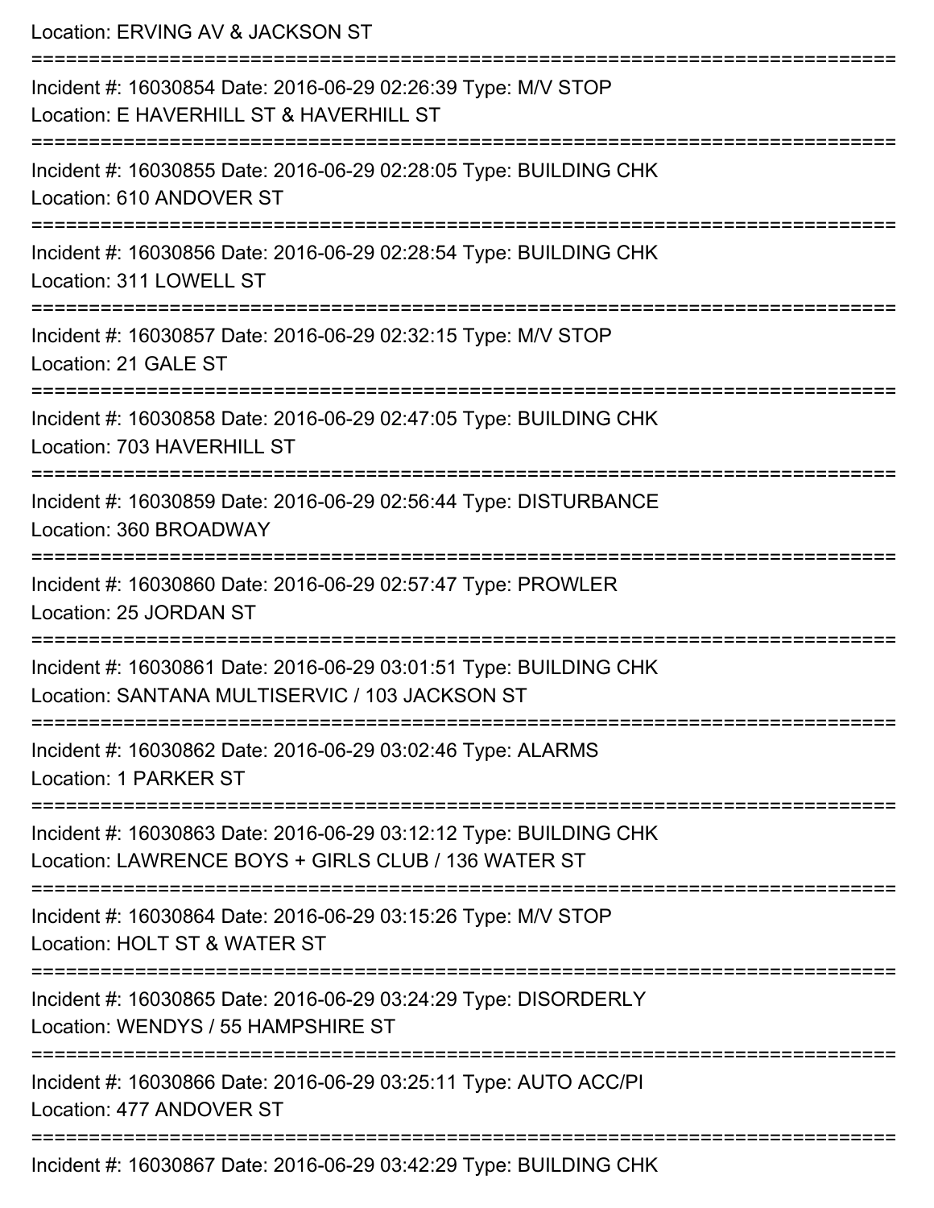Location: ERVING AV & JACKSON ST

===========================================================================

Incident #: 16030854 Date: 2016-06-29 02:26:39 Type: M/V STOP
Location: E HAVERHILL ST & HAVERHILL ST

===========================================================================

Incident #: 16030855 Date: 2016-06-29 02:28:05 Type: BUILDING CHK
Location: 610 ANDOVER ST

===========================================================================

Incident #: 16030856 Date: 2016-06-29 02:28:54 Type: BUILDING CHK
Location: 311 LOWELL ST

===========================================================================

Incident #: 16030857 Date: 2016-06-29 02:32:15 Type: M/V STOP
Location: 21 GALE ST

===========================================================================

Incident #: 16030858 Date: 2016-06-29 02:47:05 Type: BUILDING CHK
Location: 703 HAVERHILL ST

===========================================================================

Incident #: 16030859 Date: 2016-06-29 02:56:44 Type: DISTURBANCE
Location: 360 BROADWAY

===========================================================================

Incident #: 16030860 Date: 2016-06-29 02:57:47 Type: PROWLER
Location: 25 JORDAN ST

===========================================================================

Incident #: 16030861 Date: 2016-06-29 03:01:51 Type: BUILDING CHK
Location: SANTANA MULTISERVIC / 103 JACKSON ST

===========================================================================

Incident #: 16030862 Date: 2016-06-29 03:02:46 Type: ALARMS
Location: 1 PARKER ST

===========================================================================

Incident #: 16030863 Date: 2016-06-29 03:12:12 Type: BUILDING CHK
Location: LAWRENCE BOYS + GIRLS CLUB / 136 WATER ST

===========================================================================

Incident #: 16030864 Date: 2016-06-29 03:15:26 Type: M/V STOP
Location: HOLT ST & WATER ST

===========================================================================

Incident #: 16030865 Date: 2016-06-29 03:24:29 Type: DISORDERLY
Location: WENDYS / 55 HAMPSHIRE ST

===========================================================================

Incident #: 16030866 Date: 2016-06-29 03:25:11 Type: AUTO ACC/PI
Location: 477 ANDOVER ST

===========================================================================

Incident #: 16030867 Date: 2016-06-29 03:42:29 Type: BUILDING CHK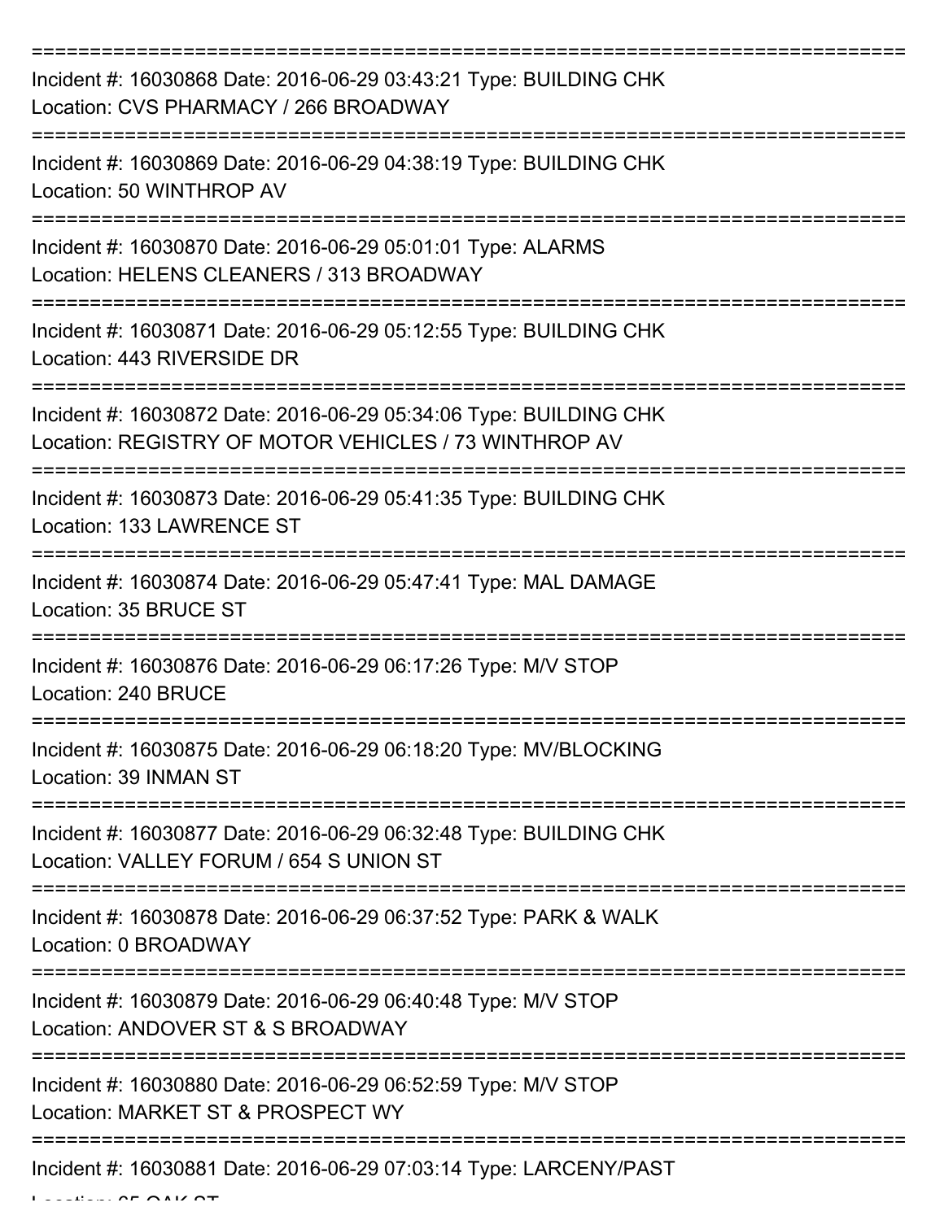===========================================================================

Incident #: 16030868 Date: 2016-06-29 03:43:21 Type: BUILDING CHK
Location: CVS PHARMACY / 266 BROADWAY

===========================================================================

Incident #: 16030869 Date: 2016-06-29 04:38:19 Type: BUILDING CHK
Location: 50 WINTHROP AV

===========================================================================

Incident #: 16030870 Date: 2016-06-29 05:01:01 Type: ALARMS
Location: HELENS CLEANERS / 313 BROADWAY

===========================================================================

Incident #: 16030871 Date: 2016-06-29 05:12:55 Type: BUILDING CHK
Location: 443 RIVERSIDE DR

===========================================================================

Incident #: 16030872 Date: 2016-06-29 05:34:06 Type: BUILDING CHK
Location: REGISTRY OF MOTOR VEHICLES / 73 WINTHROP AV

===========================================================================

Incident #: 16030873 Date: 2016-06-29 05:41:35 Type: BUILDING CHK
Location: 133 LAWRENCE ST

===========================================================================

Incident #: 16030874 Date: 2016-06-29 05:47:41 Type: MAL DAMAGE
Location: 35 BRUCE ST

===========================================================================

Incident #: 16030876 Date: 2016-06-29 06:17:26 Type: M/V STOP
Location: 240 BRUCE

===========================================================================

Incident #: 16030875 Date: 2016-06-29 06:18:20 Type: MV/BLOCKING
Location: 39 INMAN ST

===========================================================================

Incident #: 16030877 Date: 2016-06-29 06:32:48 Type: BUILDING CHK
Location: VALLEY FORUM / 654 S UNION ST

===========================================================================

Incident #: 16030878 Date: 2016-06-29 06:37:52 Type: PARK & WALK
Location: 0 BROADWAY

===========================================================================

Incident #: 16030879 Date: 2016-06-29 06:40:48 Type: M/V STOP
Location: ANDOVER ST & S BROADWAY

===========================================================================

Incident #: 16030880 Date: 2016-06-29 06:52:59 Type: M/V STOP
Location: MARKET ST & PROSPECT WY

===========================================================================

Incident #: 16030881 Date: 2016-06-29 07:03:14 Type: LARCENY/PAST
Location: 65 OAK ST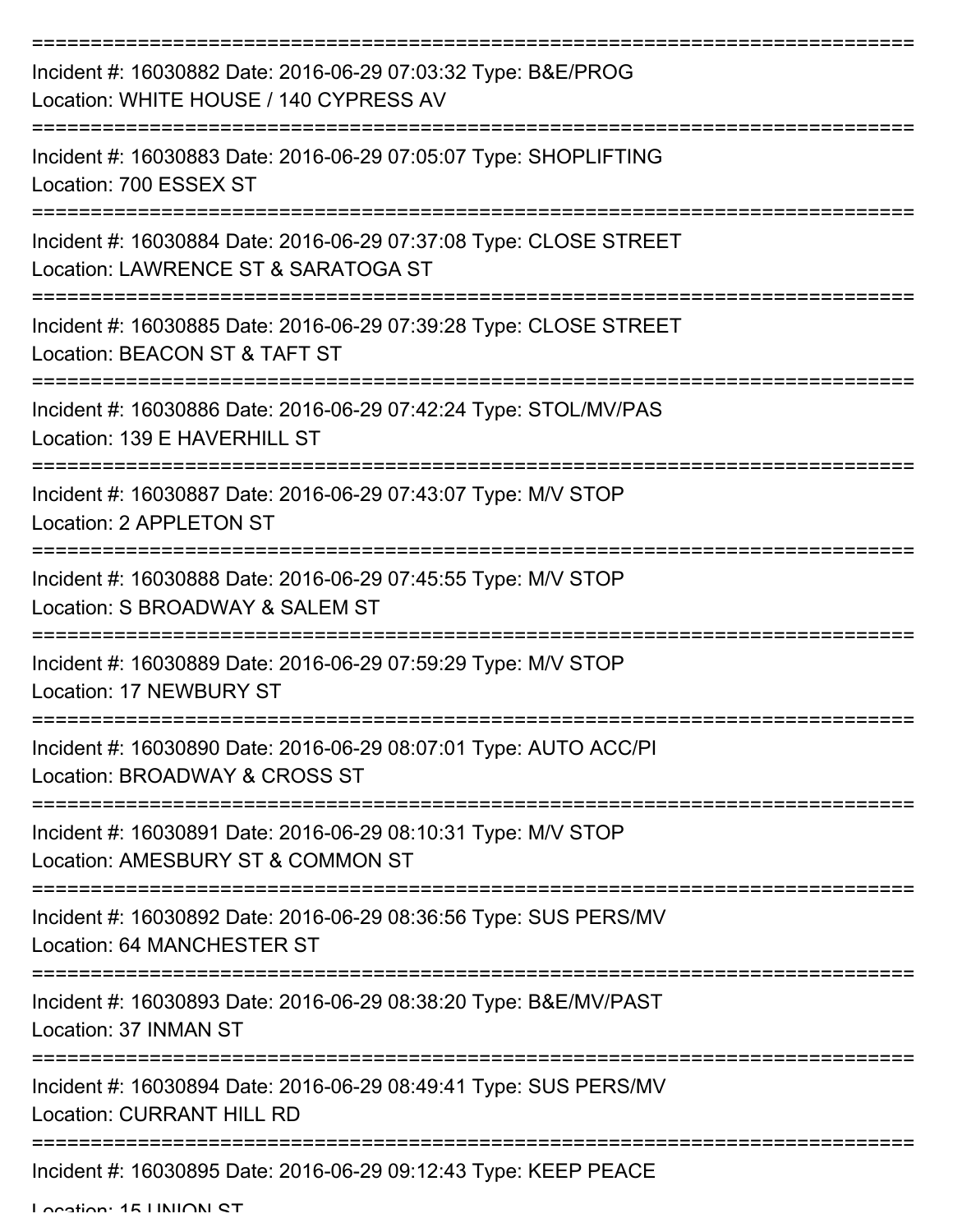Incident #: 16030882 Date: 2016-06-29 07:03:32 Type: B&E/PROG
Location: WHITE HOUSE / 140 CYPRESS AV

Incident #: 16030883 Date: 2016-06-29 07:05:07 Type: SHOPLIFTING
Location: 700 ESSEX ST

Incident #: 16030884 Date: 2016-06-29 07:37:08 Type: CLOSE STREET
Location: LAWRENCE ST & SARATOGA ST

Incident #: 16030885 Date: 2016-06-29 07:39:28 Type: CLOSE STREET
Location: BEACON ST & TAFT ST

Incident #: 16030886 Date: 2016-06-29 07:42:24 Type: STOL/MV/PAS
Location: 139 E HAVERHILL ST

Incident #: 16030887 Date: 2016-06-29 07:43:07 Type: M/V STOP
Location: 2 APPLETON ST

Incident #: 16030888 Date: 2016-06-29 07:45:55 Type: M/V STOP
Location: S BROADWAY & SALEM ST

Incident #: 16030889 Date: 2016-06-29 07:59:29 Type: M/V STOP
Location: 17 NEWBURY ST

Incident #: 16030890 Date: 2016-06-29 08:07:01 Type: AUTO ACC/PI
Location: BROADWAY & CROSS ST

Incident #: 16030891 Date: 2016-06-29 08:10:31 Type: M/V STOP
Location: AMESBURY ST & COMMON ST

Incident #: 16030892 Date: 2016-06-29 08:36:56 Type: SUS PERS/MV
Location: 64 MANCHESTER ST

Incident #: 16030893 Date: 2016-06-29 08:38:20 Type: B&E/MV/PAST
Location: 37 INMAN ST

Incident #: 16030894 Date: 2016-06-29 08:49:41 Type: SUS PERS/MV
Location: CURRANT HILL RD

Incident #: 16030895 Date: 2016-06-29 09:12:43 Type: KEEP PEACE
Location: 15 UNION ST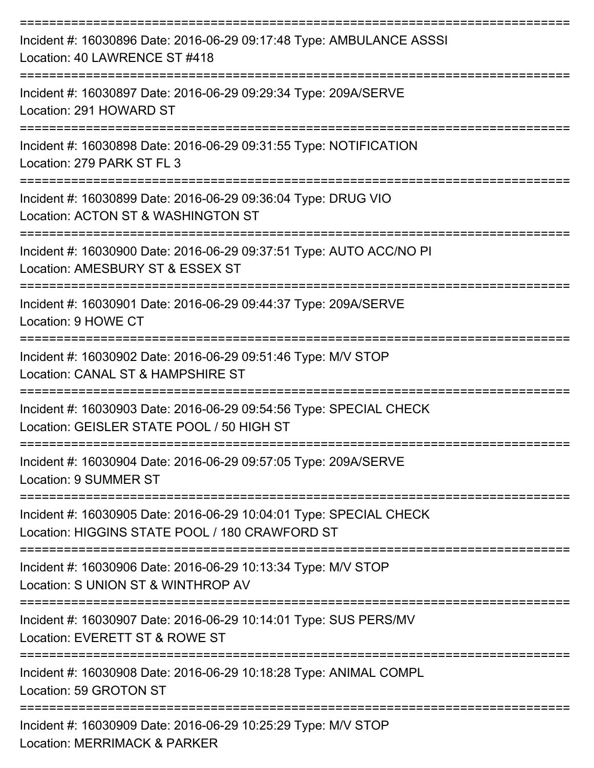===========================================================================

Incident #: 16030896 Date: 2016-06-29 09:17:48 Type: AMBULANCE ASSSI
Location: 40 LAWRENCE ST #418

===========================================================================

Incident #: 16030897 Date: 2016-06-29 09:29:34 Type: 209A/SERVE
Location: 291 HOWARD ST

===========================================================================

Incident #: 16030898 Date: 2016-06-29 09:31:55 Type: NOTIFICATION
Location: 279 PARK ST FL 3

===========================================================================

Incident #: 16030899 Date: 2016-06-29 09:36:04 Type: DRUG VIO
Location: ACTON ST & WASHINGTON ST

===========================================================================

Incident #: 16030900 Date: 2016-06-29 09:37:51 Type: AUTO ACC/NO PI
Location: AMESBURY ST & ESSEX ST

===========================================================================

Incident #: 16030901 Date: 2016-06-29 09:44:37 Type: 209A/SERVE
Location: 9 HOWE CT

===========================================================================

Incident #: 16030902 Date: 2016-06-29 09:51:46 Type: M/V STOP
Location: CANAL ST & HAMPSHIRE ST

===========================================================================

Incident #: 16030903 Date: 2016-06-29 09:54:56 Type: SPECIAL CHECK
Location: GEISLER STATE POOL / 50 HIGH ST

===========================================================================

Incident #: 16030904 Date: 2016-06-29 09:57:05 Type: 209A/SERVE
Location: 9 SUMMER ST

===========================================================================

Incident #: 16030905 Date: 2016-06-29 10:04:01 Type: SPECIAL CHECK
Location: HIGGINS STATE POOL / 180 CRAWFORD ST

===========================================================================

Incident #: 16030906 Date: 2016-06-29 10:13:34 Type: M/V STOP
Location: S UNION ST & WINTHROP AV

===========================================================================

Incident #: 16030907 Date: 2016-06-29 10:14:01 Type: SUS PERS/MV
Location: EVERETT ST & ROWE ST

===========================================================================

Incident #: 16030908 Date: 2016-06-29 10:18:28 Type: ANIMAL COMPL
Location: 59 GROTON ST

===========================================================================

Incident #: 16030909 Date: 2016-06-29 10:25:29 Type: M/V STOP
Location: MERRIMACK & PARKER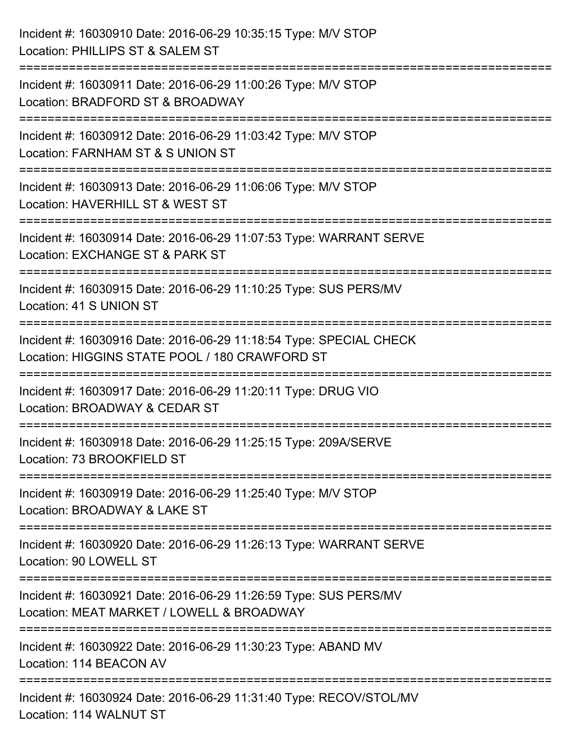Incident #: 16030910 Date: 2016-06-29 10:35:15 Type: M/V STOP
Location: PHILLIPS ST & SALEM ST

===========================================================================

Incident #: 16030911 Date: 2016-06-29 11:00:26 Type: M/V STOP
Location: BRADFORD ST & BROADWAY

===========================================================================

Incident #: 16030912 Date: 2016-06-29 11:03:42 Type: M/V STOP
Location: FARNHAM ST & S UNION ST

===========================================================================

Incident #: 16030913 Date: 2016-06-29 11:06:06 Type: M/V STOP
Location: HAVERHILL ST & WEST ST

===========================================================================

Incident #: 16030914 Date: 2016-06-29 11:07:53 Type: WARRANT SERVE
Location: EXCHANGE ST & PARK ST

===========================================================================

Incident #: 16030915 Date: 2016-06-29 11:10:25 Type: SUS PERS/MV
Location: 41 S UNION ST

===========================================================================

Incident #: 16030916 Date: 2016-06-29 11:18:54 Type: SPECIAL CHECK
Location: HIGGINS STATE POOL / 180 CRAWFORD ST

===========================================================================

Incident #: 16030917 Date: 2016-06-29 11:20:11 Type: DRUG VIO
Location: BROADWAY & CEDAR ST

===========================================================================

Incident #: 16030918 Date: 2016-06-29 11:25:15 Type: 209A/SERVE
Location: 73 BROOKFIELD ST

===========================================================================

Incident #: 16030919 Date: 2016-06-29 11:25:40 Type: M/V STOP
Location: BROADWAY & LAKE ST

===========================================================================

Incident #: 16030920 Date: 2016-06-29 11:26:13 Type: WARRANT SERVE
Location: 90 LOWELL ST

===========================================================================

Incident #: 16030921 Date: 2016-06-29 11:26:59 Type: SUS PERS/MV
Location: MEAT MARKET / LOWELL & BROADWAY

===========================================================================

Incident #: 16030922 Date: 2016-06-29 11:30:23 Type: ABAND MV
Location: 114 BEACON AV

===========================================================================

Incident #: 16030924 Date: 2016-06-29 11:31:40 Type: RECOV/STOL/MV
Location: 114 WALNUT ST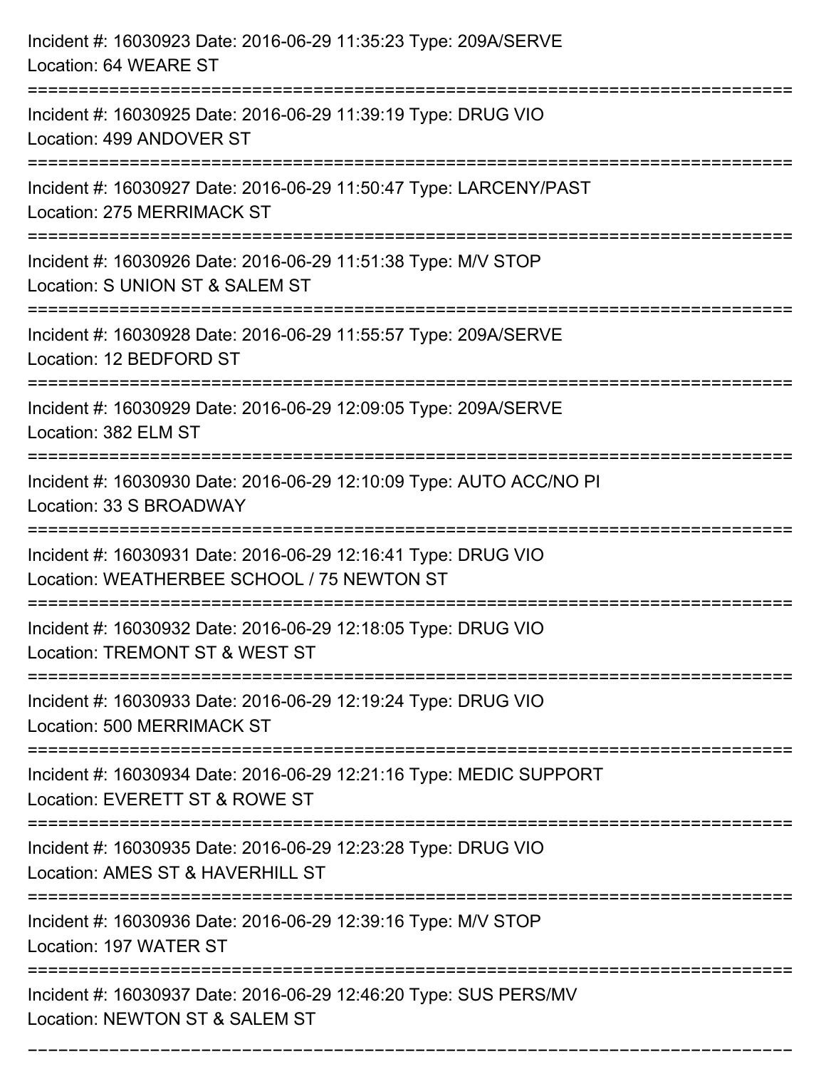Incident #: 16030923 Date: 2016-06-29 11:35:23 Type: 209A/SERVE
Location: 64 WEARE ST

===========================================================================

Incident #: 16030925 Date: 2016-06-29 11:39:19 Type: DRUG VIO
Location: 499 ANDOVER ST

===========================================================================

Incident #: 16030927 Date: 2016-06-29 11:50:47 Type: LARCENY/PAST
Location: 275 MERRIMACK ST

===========================================================================

Incident #: 16030926 Date: 2016-06-29 11:51:38 Type: M/V STOP
Location: S UNION ST & SALEM ST

===========================================================================

Incident #: 16030928 Date: 2016-06-29 11:55:57 Type: 209A/SERVE
Location: 12 BEDFORD ST

===========================================================================

Incident #: 16030929 Date: 2016-06-29 12:09:05 Type: 209A/SERVE
Location: 382 ELM ST

===========================================================================

Incident #: 16030930 Date: 2016-06-29 12:10:09 Type: AUTO ACC/NO PI
Location: 33 S BROADWAY

===========================================================================

Incident #: 16030931 Date: 2016-06-29 12:16:41 Type: DRUG VIO
Location: WEATHERBEE SCHOOL / 75 NEWTON ST

===========================================================================

Incident #: 16030932 Date: 2016-06-29 12:18:05 Type: DRUG VIO
Location: TREMONT ST & WEST ST

===========================================================================

Incident #: 16030933 Date: 2016-06-29 12:19:24 Type: DRUG VIO
Location: 500 MERRIMACK ST

===========================================================================

Incident #: 16030934 Date: 2016-06-29 12:21:16 Type: MEDIC SUPPORT
Location: EVERETT ST & ROWE ST

===========================================================================

Incident #: 16030935 Date: 2016-06-29 12:23:28 Type: DRUG VIO
Location: AMES ST & HAVERHILL ST

===========================================================================

Incident #: 16030936 Date: 2016-06-29 12:39:16 Type: M/V STOP
Location: 197 WATER ST

===========================================================================

Incident #: 16030937 Date: 2016-06-29 12:46:20 Type: SUS PERS/MV
Location: NEWTON ST & SALEM ST

===========================================================================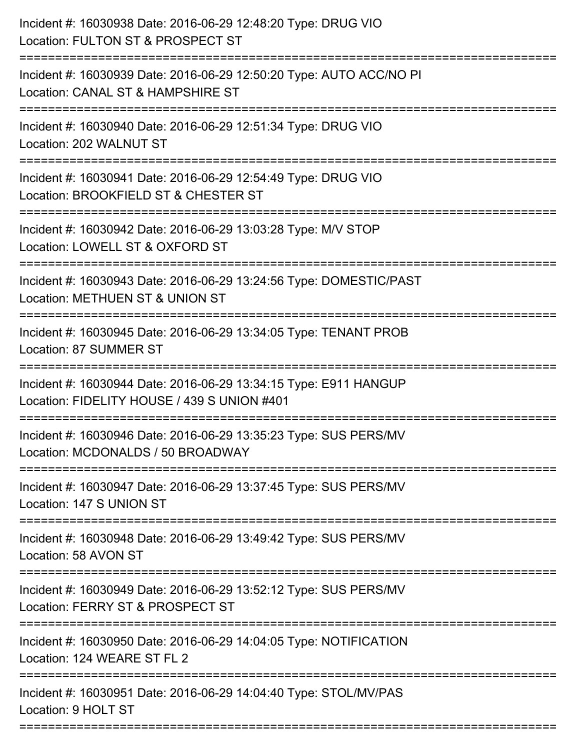Incident #: 16030938 Date: 2016-06-29 12:48:20 Type: DRUG VIO
Location: FULTON ST & PROSPECT ST

===========================================================================

Incident #: 16030939 Date: 2016-06-29 12:50:20 Type: AUTO ACC/NO PI
Location: CANAL ST & HAMPSHIRE ST

===========================================================================

Incident #: 16030940 Date: 2016-06-29 12:51:34 Type: DRUG VIO
Location: 202 WALNUT ST

===========================================================================

Incident #: 16030941 Date: 2016-06-29 12:54:49 Type: DRUG VIO
Location: BROOKFIELD ST & CHESTER ST

===========================================================================

Incident #: 16030942 Date: 2016-06-29 13:03:28 Type: M/V STOP
Location: LOWELL ST & OXFORD ST

===========================================================================

Incident #: 16030943 Date: 2016-06-29 13:24:56 Type: DOMESTIC/PAST
Location: METHUEN ST & UNION ST

===========================================================================

Incident #: 16030945 Date: 2016-06-29 13:34:05 Type: TENANT PROB
Location: 87 SUMMER ST

===========================================================================

Incident #: 16030944 Date: 2016-06-29 13:34:15 Type: E911 HANGUP
Location: FIDELITY HOUSE / 439 S UNION #401

===========================================================================

Incident #: 16030946 Date: 2016-06-29 13:35:23 Type: SUS PERS/MV
Location: MCDONALDS / 50 BROADWAY

===========================================================================

Incident #: 16030947 Date: 2016-06-29 13:37:45 Type: SUS PERS/MV
Location: 147 S UNION ST

===========================================================================

Incident #: 16030948 Date: 2016-06-29 13:49:42 Type: SUS PERS/MV
Location: 58 AVON ST

===========================================================================

Incident #: 16030949 Date: 2016-06-29 13:52:12 Type: SUS PERS/MV
Location: FERRY ST & PROSPECT ST

===========================================================================

Incident #: 16030950 Date: 2016-06-29 14:04:05 Type: NOTIFICATION
Location: 124 WEARE ST FL 2

===========================================================================

Incident #: 16030951 Date: 2016-06-29 14:04:40 Type: STOL/MV/PAS
Location: 9 HOLT ST

===========================================================================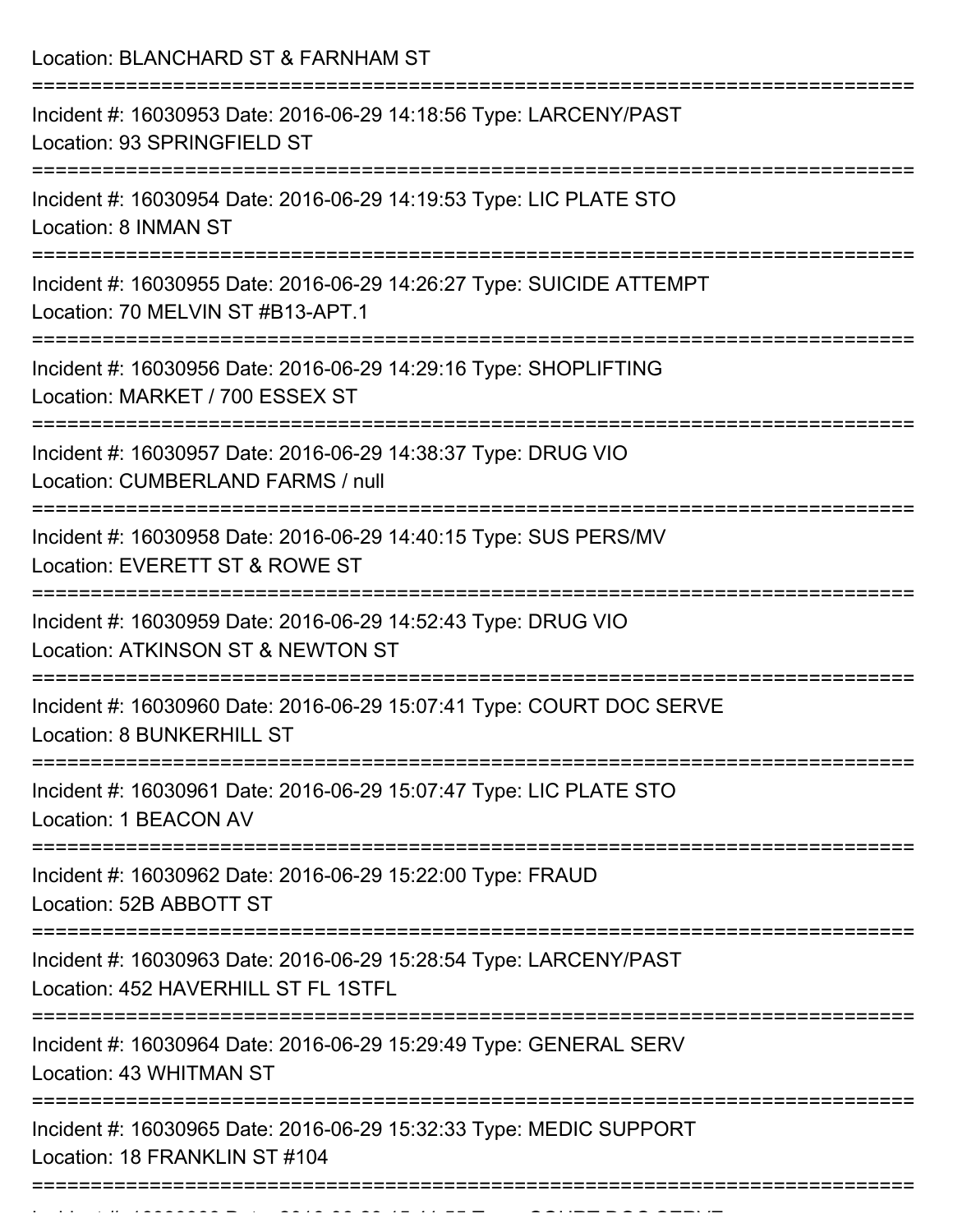Location: BLANCHARD ST & FARNHAM ST

===========================================================================

Incident #: 16030953 Date: 2016-06-29 14:18:56 Type: LARCENY/PAST
Location: 93 SPRINGFIELD ST

===========================================================================

Incident #: 16030954 Date: 2016-06-29 14:19:53 Type: LIC PLATE STO
Location: 8 INMAN ST

===========================================================================

Incident #: 16030955 Date: 2016-06-29 14:26:27 Type: SUICIDE ATTEMPT
Location: 70 MELVIN ST #B13-APT.1

===========================================================================

Incident #: 16030956 Date: 2016-06-29 14:29:16 Type: SHOPLIFTING
Location: MARKET / 700 ESSEX ST

===========================================================================

Incident #: 16030957 Date: 2016-06-29 14:38:37 Type: DRUG VIO
Location: CUMBERLAND FARMS / null

===========================================================================

Incident #: 16030958 Date: 2016-06-29 14:40:15 Type: SUS PERS/MV
Location: EVERETT ST & ROWE ST

===========================================================================

Incident #: 16030959 Date: 2016-06-29 14:52:43 Type: DRUG VIO
Location: ATKINSON ST & NEWTON ST

===========================================================================

Incident #: 16030960 Date: 2016-06-29 15:07:41 Type: COURT DOC SERVE
Location: 8 BUNKERHILL ST

===========================================================================

Incident #: 16030961 Date: 2016-06-29 15:07:47 Type: LIC PLATE STO
Location: 1 BEACON AV

===========================================================================

Incident #: 16030962 Date: 2016-06-29 15:22:00 Type: FRAUD
Location: 52B ABBOTT ST

===========================================================================

Incident #: 16030963 Date: 2016-06-29 15:28:54 Type: LARCENY/PAST
Location: 452 HAVERHILL ST FL 1STFL

===========================================================================

Incident #: 16030964 Date: 2016-06-29 15:29:49 Type: GENERAL SERV
Location: 43 WHITMAN ST

===========================================================================

Incident #: 16030965 Date: 2016-06-29 15:32:33 Type: MEDIC SUPPORT
Location: 18 FRANKLIN ST #104

===========================================================================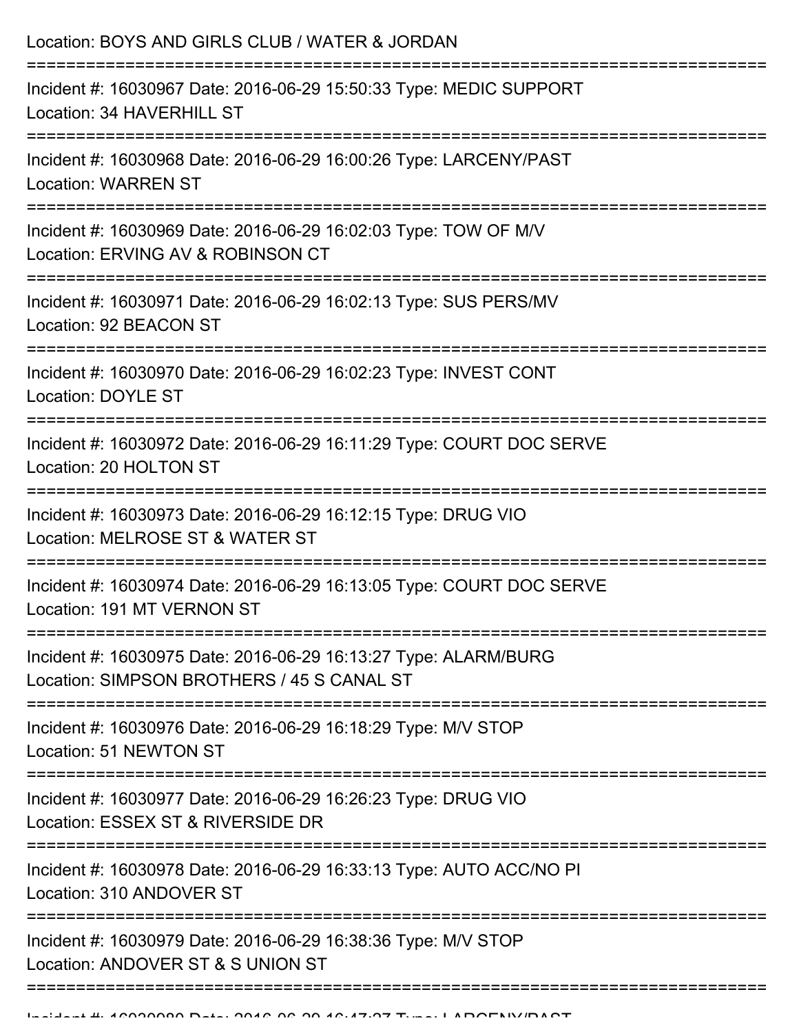Location: BOYS AND GIRLS CLUB / WATER & JORDAN

===========================================================================

Incident #: 16030967 Date: 2016-06-29 15:50:33 Type: MEDIC SUPPORT
Location: 34 HAVERHILL ST

===========================================================================

Incident #: 16030968 Date: 2016-06-29 16:00:26 Type: LARCENY/PAST
Location: WARREN ST

===========================================================================

Incident #: 16030969 Date: 2016-06-29 16:02:03 Type: TOW OF M/V
Location: ERVING AV & ROBINSON CT

===========================================================================

Incident #: 16030971 Date: 2016-06-29 16:02:13 Type: SUS PERS/MV
Location: 92 BEACON ST

===========================================================================

Incident #: 16030970 Date: 2016-06-29 16:02:23 Type: INVEST CONT
Location: DOYLE ST

===========================================================================

Incident #: 16030972 Date: 2016-06-29 16:11:29 Type: COURT DOC SERVE
Location: 20 HOLTON ST

===========================================================================

Incident #: 16030973 Date: 2016-06-29 16:12:15 Type: DRUG VIO
Location: MELROSE ST & WATER ST

===========================================================================

Incident #: 16030974 Date: 2016-06-29 16:13:05 Type: COURT DOC SERVE
Location: 191 MT VERNON ST

===========================================================================

Incident #: 16030975 Date: 2016-06-29 16:13:27 Type: ALARM/BURG
Location: SIMPSON BROTHERS / 45 S CANAL ST

===========================================================================

Incident #: 16030976 Date: 2016-06-29 16:18:29 Type: M/V STOP
Location: 51 NEWTON ST

===========================================================================

Incident #: 16030977 Date: 2016-06-29 16:26:23 Type: DRUG VIO
Location: ESSEX ST & RIVERSIDE DR

===========================================================================

Incident #: 16030978 Date: 2016-06-29 16:33:13 Type: AUTO ACC/NO PI
Location: 310 ANDOVER ST

===========================================================================

Incident #: 16030979 Date: 2016-06-29 16:38:36 Type: M/V STOP
Location: ANDOVER ST & S UNION ST

===========================================================================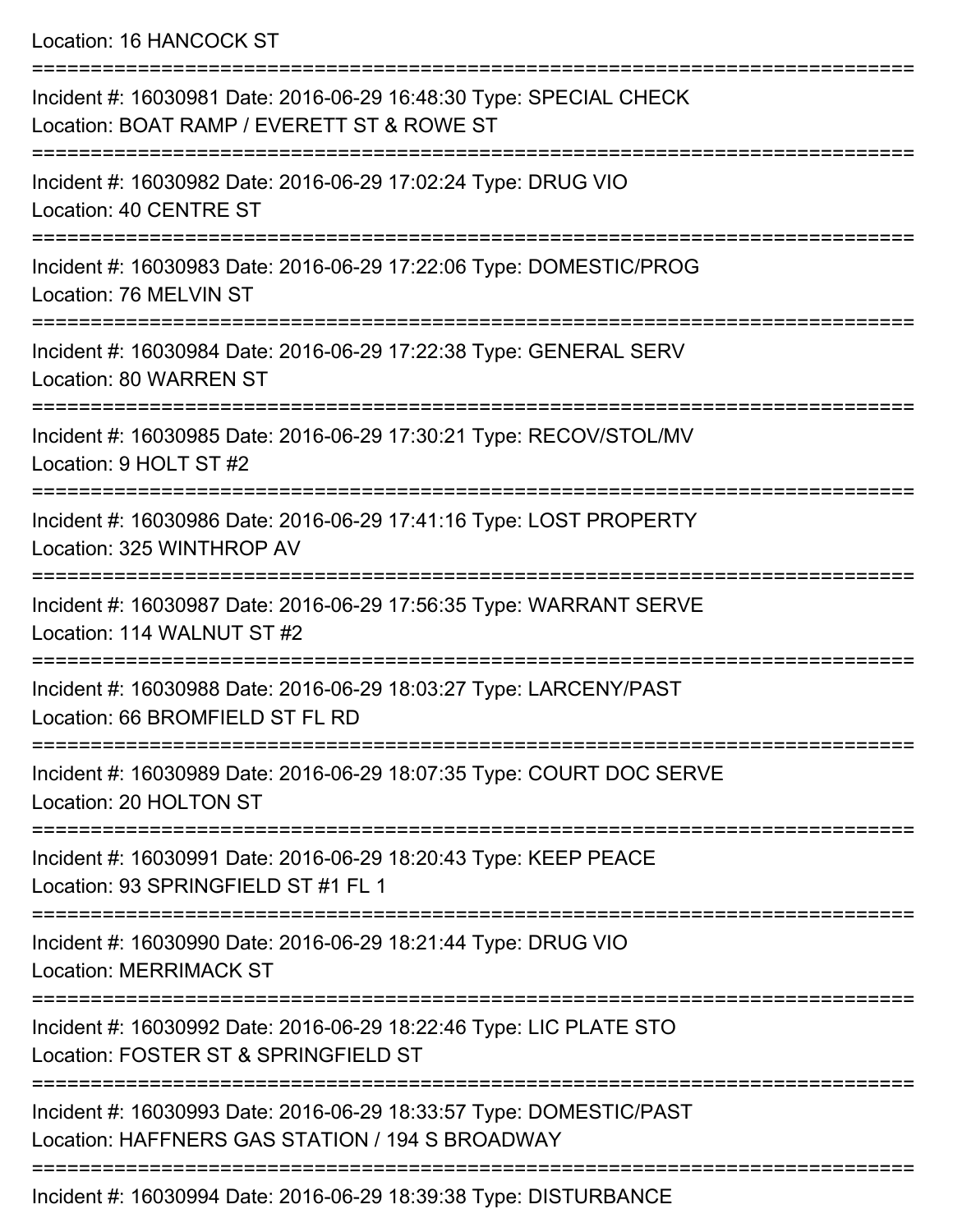Location: 16 HANCOCK ST

===========================================================================

Incident #: 16030981 Date: 2016-06-29 16:48:30 Type: SPECIAL CHECK
Location: BOAT RAMP / EVERETT ST & ROWE ST

===========================================================================

Incident #: 16030982 Date: 2016-06-29 17:02:24 Type: DRUG VIO
Location: 40 CENTRE ST

===========================================================================

Incident #: 16030983 Date: 2016-06-29 17:22:06 Type: DOMESTIC/PROG
Location: 76 MELVIN ST

===========================================================================

Incident #: 16030984 Date: 2016-06-29 17:22:38 Type: GENERAL SERV
Location: 80 WARREN ST

===========================================================================

Incident #: 16030985 Date: 2016-06-29 17:30:21 Type: RECOV/STOL/MV
Location: 9 HOLT ST #2

===========================================================================

Incident #: 16030986 Date: 2016-06-29 17:41:16 Type: LOST PROPERTY
Location: 325 WINTHROP AV

===========================================================================

Incident #: 16030987 Date: 2016-06-29 17:56:35 Type: WARRANT SERVE
Location: 114 WALNUT ST #2

===========================================================================

Incident #: 16030988 Date: 2016-06-29 18:03:27 Type: LARCENY/PAST
Location: 66 BROMFIELD ST FL RD

===========================================================================

Incident #: 16030989 Date: 2016-06-29 18:07:35 Type: COURT DOC SERVE
Location: 20 HOLTON ST

===========================================================================

Incident #: 16030991 Date: 2016-06-29 18:20:43 Type: KEEP PEACE
Location: 93 SPRINGFIELD ST #1 FL 1

===========================================================================

Incident #: 16030990 Date: 2016-06-29 18:21:44 Type: DRUG VIO
Location: MERRIMACK ST

===========================================================================

Incident #: 16030992 Date: 2016-06-29 18:22:46 Type: LIC PLATE STO
Location: FOSTER ST & SPRINGFIELD ST

===========================================================================

Incident #: 16030993 Date: 2016-06-29 18:33:57 Type: DOMESTIC/PAST
Location: HAFFNERS GAS STATION / 194 S BROADWAY

===========================================================================

Incident #: 16030994 Date: 2016-06-29 18:39:38 Type: DISTURBANCE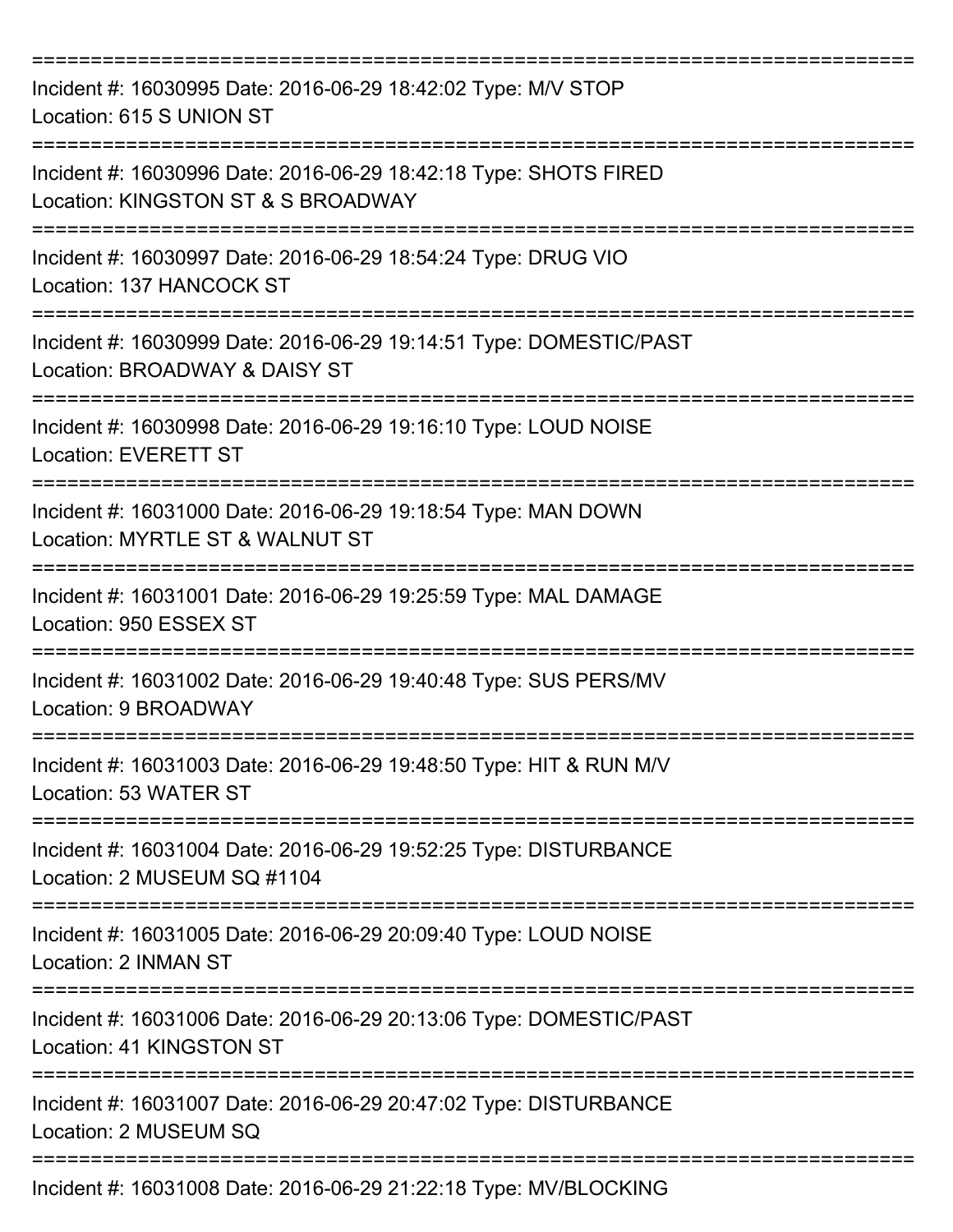===========================================================================

Incident #: 16030995 Date: 2016-06-29 18:42:02 Type: M/V STOP
Location: 615 S UNION ST

===========================================================================

Incident #: 16030996 Date: 2016-06-29 18:42:18 Type: SHOTS FIRED
Location: KINGSTON ST & S BROADWAY

===========================================================================

Incident #: 16030997 Date: 2016-06-29 18:54:24 Type: DRUG VIO
Location: 137 HANCOCK ST

===========================================================================

Incident #: 16030999 Date: 2016-06-29 19:14:51 Type: DOMESTIC/PAST
Location: BROADWAY & DAISY ST

===========================================================================

Incident #: 16030998 Date: 2016-06-29 19:16:10 Type: LOUD NOISE
Location: EVERETT ST

===========================================================================

Incident #: 16031000 Date: 2016-06-29 19:18:54 Type: MAN DOWN
Location: MYRTLE ST & WALNUT ST

===========================================================================

Incident #: 16031001 Date: 2016-06-29 19:25:59 Type: MAL DAMAGE
Location: 950 ESSEX ST

===========================================================================

Incident #: 16031002 Date: 2016-06-29 19:40:48 Type: SUS PERS/MV
Location: 9 BROADWAY

===========================================================================

Incident #: 16031003 Date: 2016-06-29 19:48:50 Type: HIT & RUN M/V
Location: 53 WATER ST

===========================================================================

Incident #: 16031004 Date: 2016-06-29 19:52:25 Type: DISTURBANCE
Location: 2 MUSEUM SQ #1104

===========================================================================

Incident #: 16031005 Date: 2016-06-29 20:09:40 Type: LOUD NOISE
Location: 2 INMAN ST

===========================================================================

Incident #: 16031006 Date: 2016-06-29 20:13:06 Type: DOMESTIC/PAST
Location: 41 KINGSTON ST

===========================================================================

Incident #: 16031007 Date: 2016-06-29 20:47:02 Type: DISTURBANCE
Location: 2 MUSEUM SQ

===========================================================================

Incident #: 16031008 Date: 2016-06-29 21:22:18 Type: MV/BLOCKING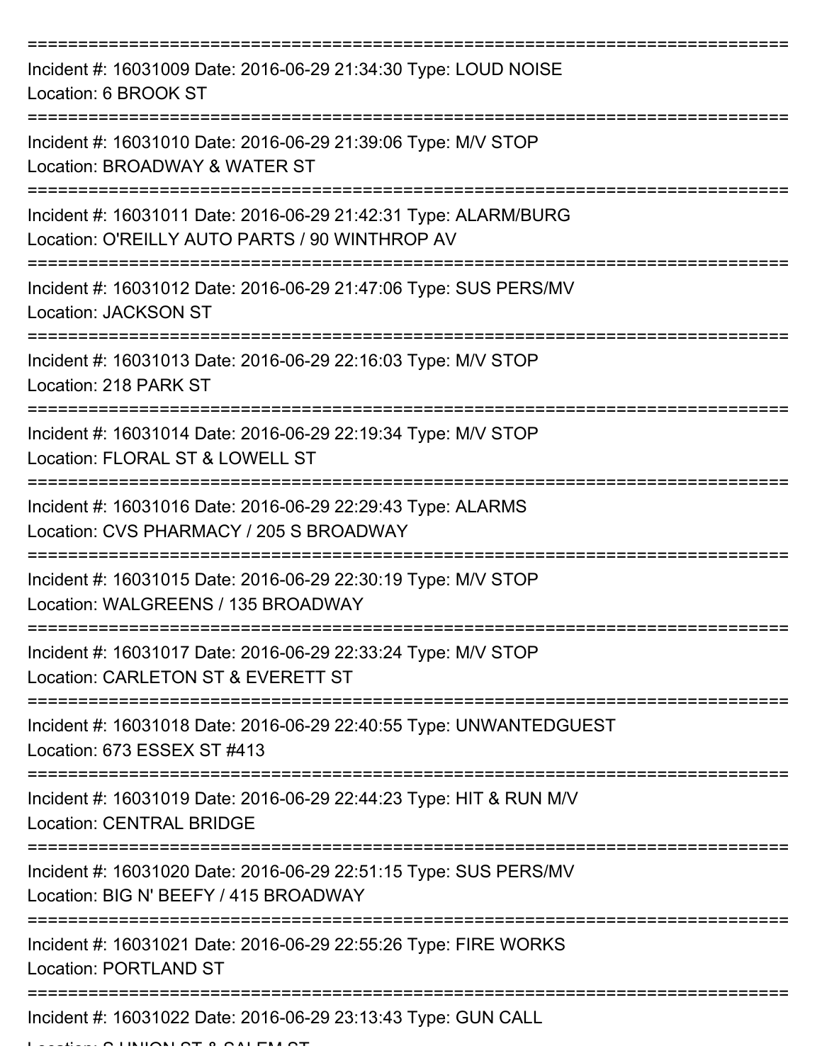===========================================================================

Incident #: 16031009 Date: 2016-06-29 21:34:30 Type: LOUD NOISE
Location: 6 BROOK ST

===========================================================================

Incident #: 16031010 Date: 2016-06-29 21:39:06 Type: M/V STOP
Location: BROADWAY & WATER ST

===========================================================================

Incident #: 16031011 Date: 2016-06-29 21:42:31 Type: ALARM/BURG
Location: O'REILLY AUTO PARTS / 90 WINTHROP AV

===========================================================================

Incident #: 16031012 Date: 2016-06-29 21:47:06 Type: SUS PERS/MV
Location: JACKSON ST

===========================================================================

Incident #: 16031013 Date: 2016-06-29 22:16:03 Type: M/V STOP
Location: 218 PARK ST

===========================================================================

Incident #: 16031014 Date: 2016-06-29 22:19:34 Type: M/V STOP
Location: FLORAL ST & LOWELL ST

===========================================================================

Incident #: 16031016 Date: 2016-06-29 22:29:43 Type: ALARMS
Location: CVS PHARMACY / 205 S BROADWAY

===========================================================================

Incident #: 16031015 Date: 2016-06-29 22:30:19 Type: M/V STOP
Location: WALGREENS / 135 BROADWAY

===========================================================================

Incident #: 16031017 Date: 2016-06-29 22:33:24 Type: M/V STOP
Location: CARLETON ST & EVERETT ST

===========================================================================

Incident #: 16031018 Date: 2016-06-29 22:40:55 Type: UNWANTEDGUEST
Location: 673 ESSEX ST #413

===========================================================================

Incident #: 16031019 Date: 2016-06-29 22:44:23 Type: HIT & RUN M/V
Location: CENTRAL BRIDGE

===========================================================================

Incident #: 16031020 Date: 2016-06-29 22:51:15 Type: SUS PERS/MV
Location: BIG N' BEEFY / 415 BROADWAY

===========================================================================

Incident #: 16031021 Date: 2016-06-29 22:55:26 Type: FIRE WORKS
Location: PORTLAND ST

===========================================================================

Incident #: 16031022 Date: 2016-06-29 23:13:43 Type: GUN CALL
Location: S UNION ST & SALEM ST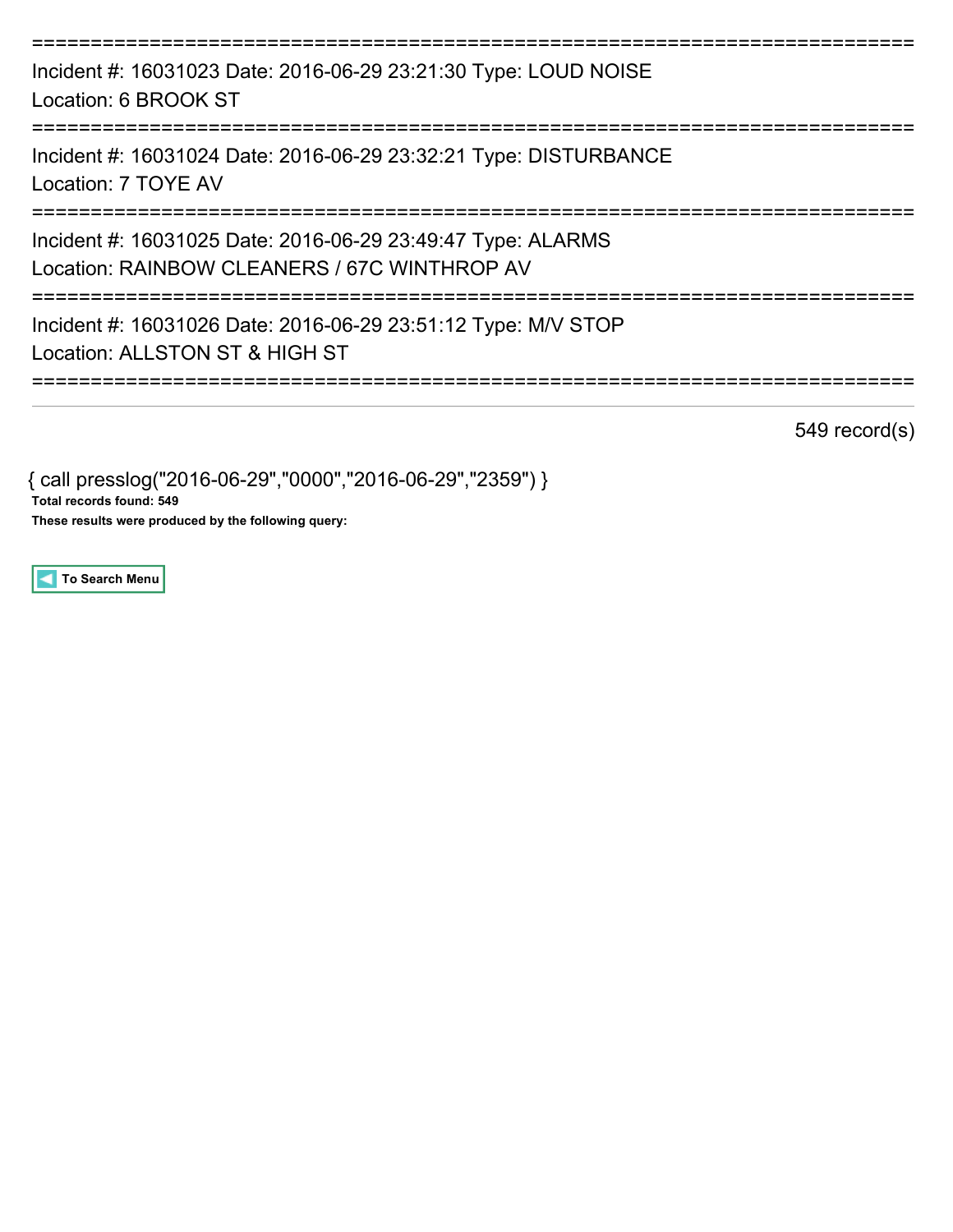===========================================================================

Incident #: 16031023 Date: 2016-06-29 23:21:30 Type: LOUD NOISE
Location: 6 BROOK ST

===========================================================================

Incident #: 16031024 Date: 2016-06-29 23:32:21 Type: DISTURBANCE
Location: 7 TOYE AV

===========================================================================

Incident #: 16031025 Date: 2016-06-29 23:49:47 Type: ALARMS
Location: RAINBOW CLEANERS / 67C WINTHROP AV

===========================================================================

Incident #: 16031026 Date: 2016-06-29 23:51:12 Type: M/V STOP
Location: ALLSTON ST & HIGH ST

===========================================================================

549 record(s)

{ call presslog("2016-06-29","0000","2016-06-29","2359") }

**Total records found: 549**

**These results were produced by the following query:**

**To Search Menu**